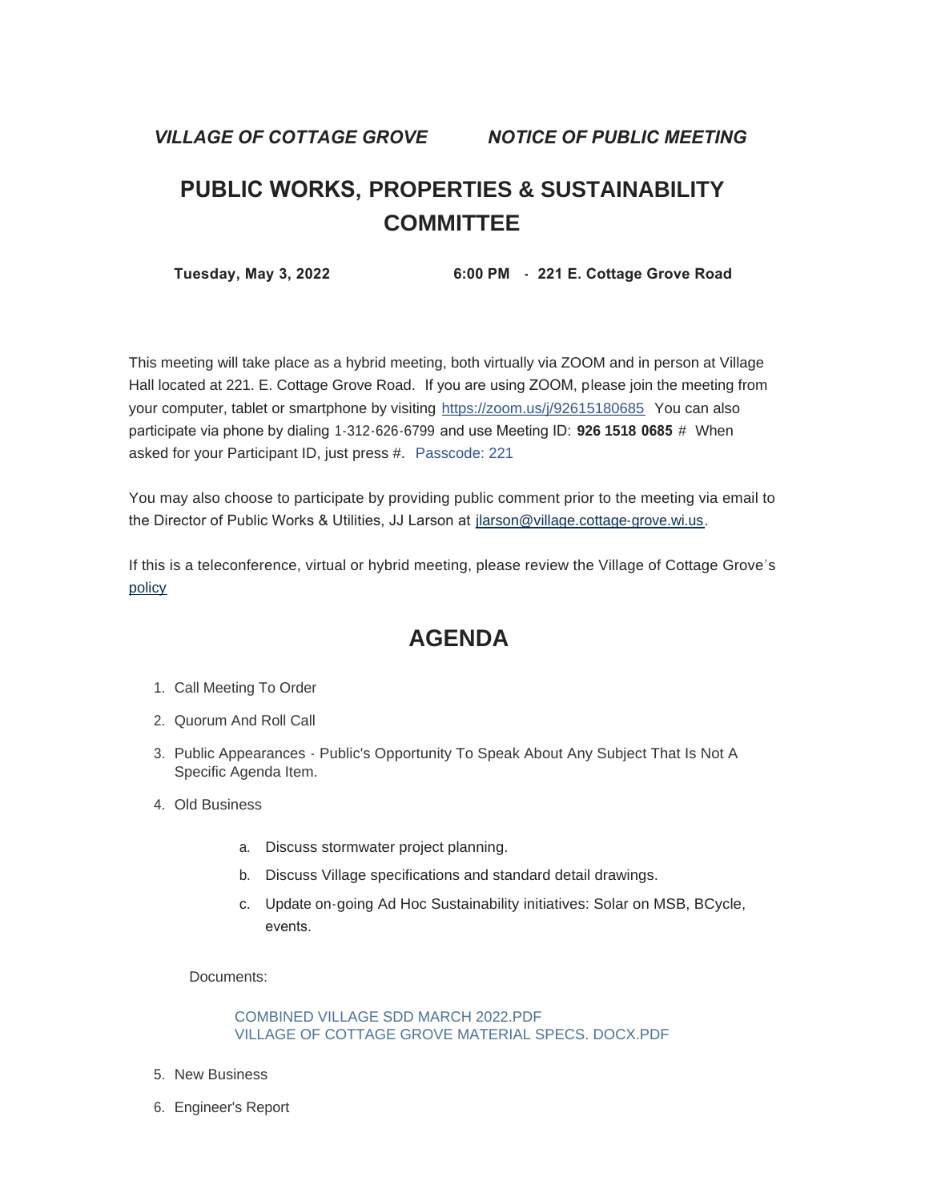*VILLAGE OF COTTAGE GROVE* *NOTICE OF PUBLIC MEETING*

# PUBLIC WORKS, PROPERTIES & SUSTAINABILITY COMMITTEE

**Tuesday, May 3, 2022** **6:00 PM - 221 E. Cottage Grove Road**

This meeting will take place as a hybrid meeting, both virtually via ZOOM and in person at Village Hall located at 221. E. Cottage Grove Road. If you are using ZOOM, please join the meeting from your computer, tablet or smartphone by visiting https://zoom.us/j/92615180685 You can also participate via phone by dialing 1-312-626-6799 and use Meeting ID: **926 1518 0685** # When asked for your Participant ID, just press #. Passcode: 221

You may also choose to participate by providing public comment prior to the meeting via email to the Director of Public Works & Utilities, JJ Larson at jlarson@village.cottage-grove.wi.us.

If this is a teleconference, virtual or hybrid meeting, please review the Village of Cottage Grove's policy

## AGENDA

1. Call Meeting To Order
2. Quorum And Roll Call
3. Public Appearances - Public's Opportunity To Speak About Any Subject That Is Not A Specific Agenda Item.
4. Old Business
   a. Discuss stormwater project planning.
   b. Discuss Village specifications and standard detail drawings.
   c. Update on-going Ad Hoc Sustainability initiatives: Solar on MSB, BCycle, events.

   Documents:

   COMBINED VILLAGE SDD MARCH 2022.PDF
   VILLAGE OF COTTAGE GROVE MATERIAL SPECS. DOCX.PDF

5. New Business
6. Engineer's Report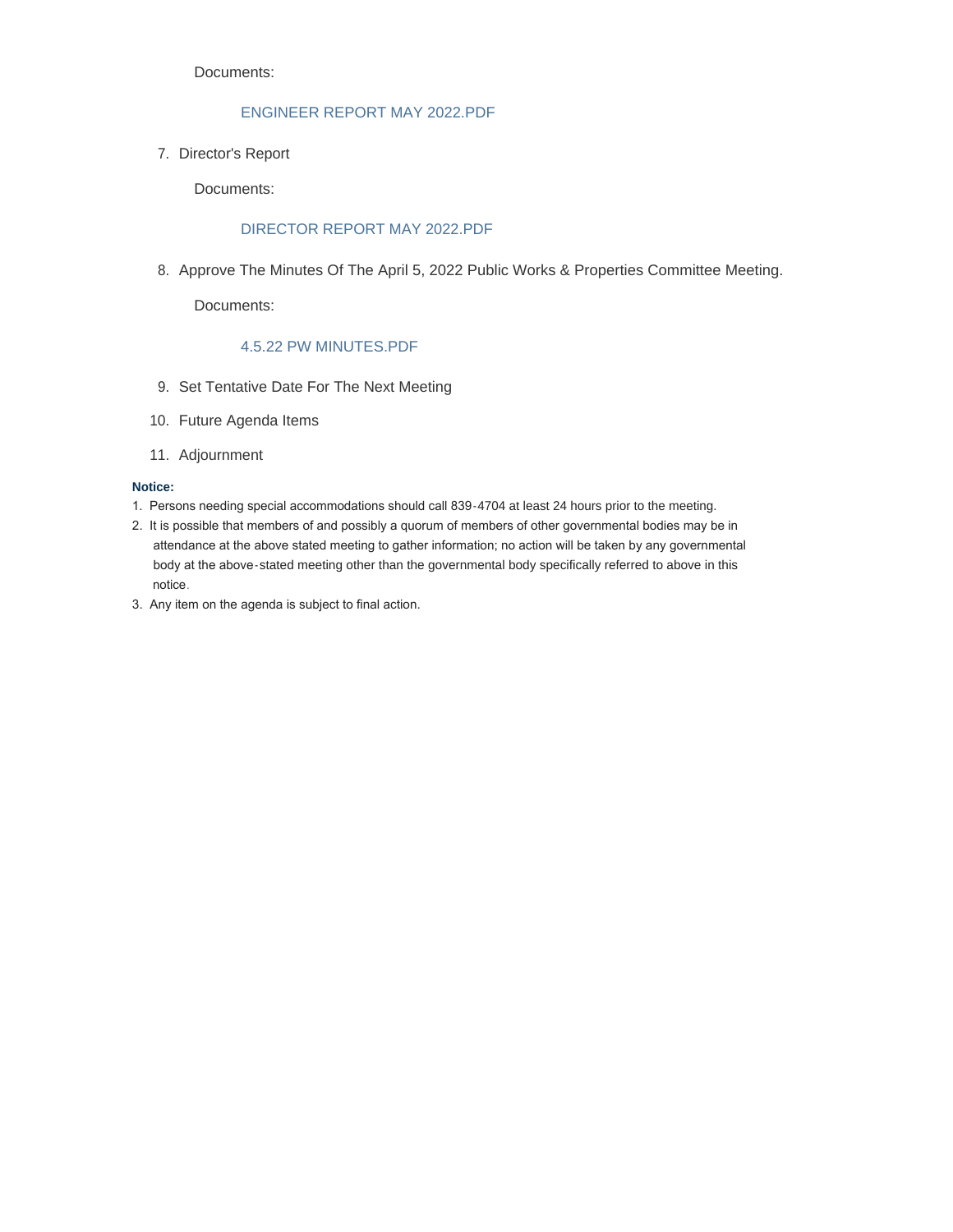Documents:

ENGINEER REPORT MAY 2022.PDF

7. Director's Report

   Documents:

   DIRECTOR REPORT MAY 2022.PDF

8. Approve The Minutes Of The April 5, 2022 Public Works & Properties Committee Meeting.

   Documents:

   4.5.22 PW MINUTES.PDF

9. Set Tentative Date For The Next Meeting

10. Future Agenda Items

11. Adjournment

**Notice:**

1. Persons needing special accommodations should call 839-4704 at least 24 hours prior to the meeting.
2. It is possible that members of and possibly a quorum of members of other governmental bodies may be in attendance at the above stated meeting to gather information; no action will be taken by any governmental body at the above-stated meeting other than the governmental body specifically referred to above in this notice.
3. Any item on the agenda is subject to final action.